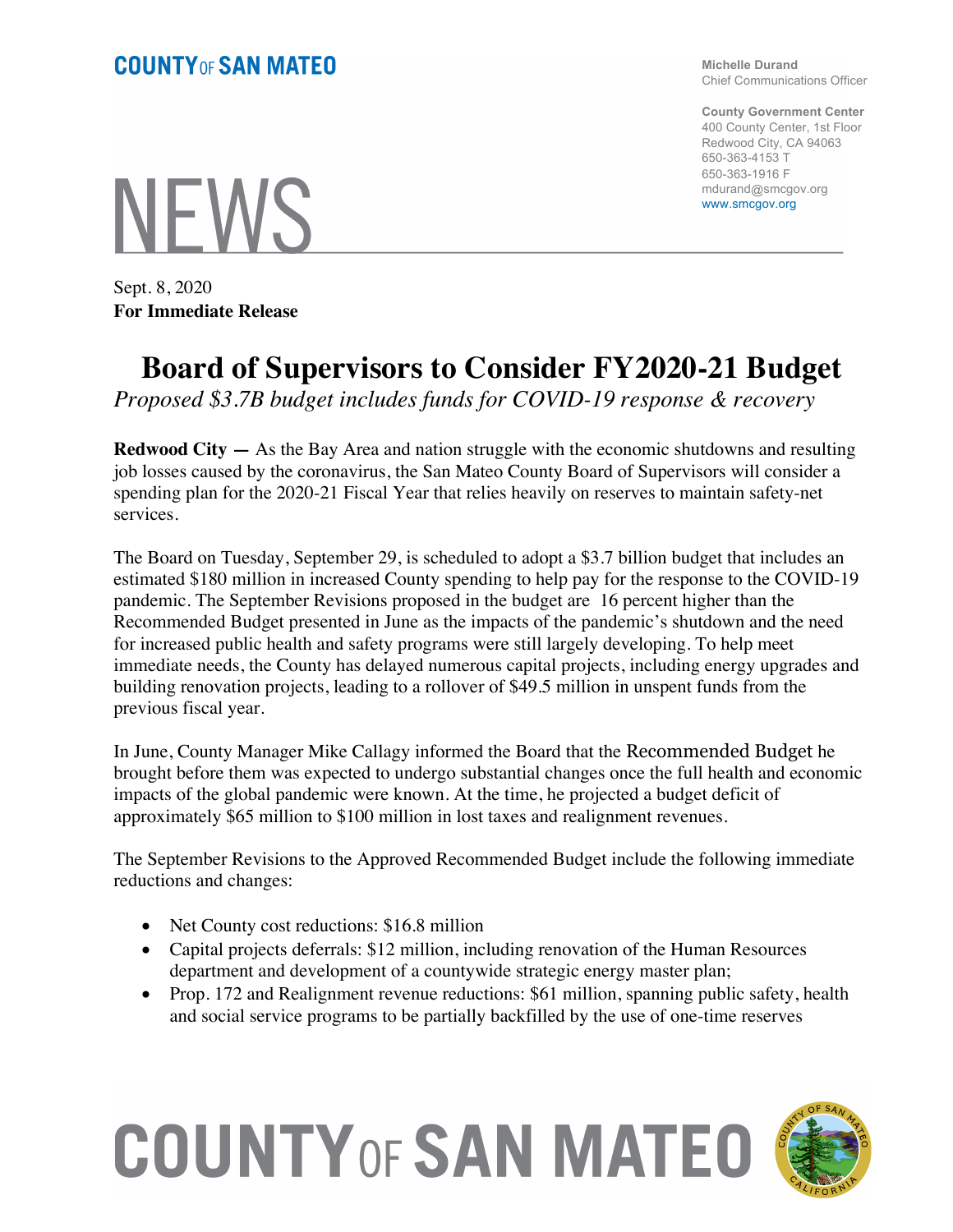**COUNTY OF SAN MATEO**

Michelle Durand
Chief Communications Officer

**County Government Center**
400 County Center, 1st Floor
Redwood City, CA 94063
650-363-4153 T
650-363-1916 F
mdurand@smcgov.org
www.smcgov.org

# NEWS

Sept. 8, 2020
**For Immediate Release**

# Board of Supervisors to Consider FY2020-21 Budget

*Proposed $3.7B budget includes funds for COVID-19 response & recovery*

**Redwood City —** As the Bay Area and nation struggle with the economic shutdowns and resulting job losses caused by the coronavirus, the San Mateo County Board of Supervisors will consider a spending plan for the 2020-21 Fiscal Year that relies heavily on reserves to maintain safety-net services.

The Board on Tuesday, September 29, is scheduled to adopt a $3.7 billion budget that includes an estimated $180 million in increased County spending to help pay for the response to the COVID-19 pandemic. The September Revisions proposed in the budget are 16 percent higher than the Recommended Budget presented in June as the impacts of the pandemic's shutdown and the need for increased public health and safety programs were still largely developing. To help meet immediate needs, the County has delayed numerous capital projects, including energy upgrades and building renovation projects, leading to a rollover of $49.5 million in unspent funds from the previous fiscal year.

In June, County Manager Mike Callagy informed the Board that the Recommended Budget he brought before them was expected to undergo substantial changes once the full health and economic impacts of the global pandemic were known. At the time, he projected a budget deficit of approximately $65 million to $100 million in lost taxes and realignment revenues.

The September Revisions to the Approved Recommended Budget include the following immediate reductions and changes:

- Net County cost reductions: $16.8 million
- Capital projects deferrals: $12 million, including renovation of the Human Resources department and development of a countywide strategic energy master plan;
- Prop. 172 and Realignment revenue reductions: $61 million, spanning public safety, health and social service programs to be partially backfilled by the use of one-time reserves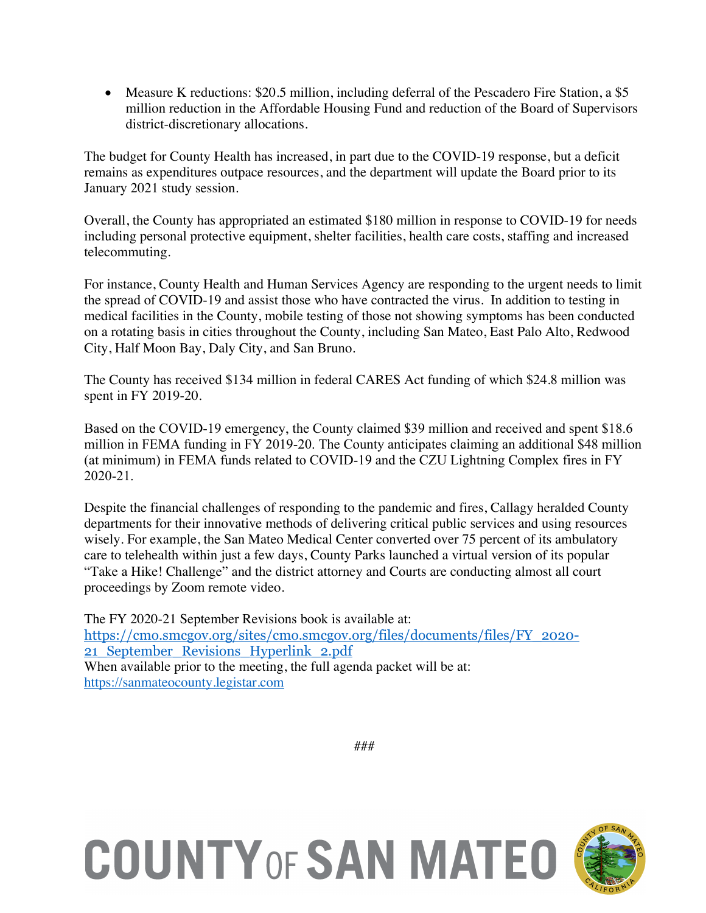- Measure K reductions: $20.5 million, including deferral of the Pescadero Fire Station, a $5 million reduction in the Affordable Housing Fund and reduction of the Board of Supervisors district-discretionary allocations.

The budget for County Health has increased, in part due to the COVID-19 response, but a deficit remains as expenditures outpace resources, and the department will update the Board prior to its January 2021 study session.

Overall, the County has appropriated an estimated $180 million in response to COVID-19 for needs including personal protective equipment, shelter facilities, health care costs, staffing and increased telecommuting.

For instance, County Health and Human Services Agency are responding to the urgent needs to limit the spread of COVID-19 and assist those who have contracted the virus. In addition to testing in medical facilities in the County, mobile testing of those not showing symptoms has been conducted on a rotating basis in cities throughout the County, including San Mateo, East Palo Alto, Redwood City, Half Moon Bay, Daly City, and San Bruno.

The County has received $134 million in federal CARES Act funding of which $24.8 million was spent in FY 2019-20.

Based on the COVID-19 emergency, the County claimed $39 million and received and spent $18.6 million in FEMA funding in FY 2019-20. The County anticipates claiming an additional $48 million (at minimum) in FEMA funds related to COVID-19 and the CZU Lightning Complex fires in FY 2020-21.

Despite the financial challenges of responding to the pandemic and fires, Callagy heralded County departments for their innovative methods of delivering critical public services and using resources wisely. For example, the San Mateo Medical Center converted over 75 percent of its ambulatory care to telehealth within just a few days, County Parks launched a virtual version of its popular "Take a Hike! Challenge" and the district attorney and Courts are conducting almost all court proceedings by Zoom remote video.

The FY 2020-21 September Revisions book is available at:
[https://cmo.smcgov.org/sites/cmo.smcgov.org/files/documents/files/FY_2020-21_September_Revisions_Hyperlink_2.pdf](https://cmo.smcgov.org/sites/cmo.smcgov.org/files/documents/files/FY_2020-21_September_Revisions_Hyperlink_2.pdf)
When available prior to the meeting, the full agenda packet will be at:
[https://sanmateocounty.legistar.com](https://sanmateocounty.legistar.com)

###

COUNTY OF SAN MATEO